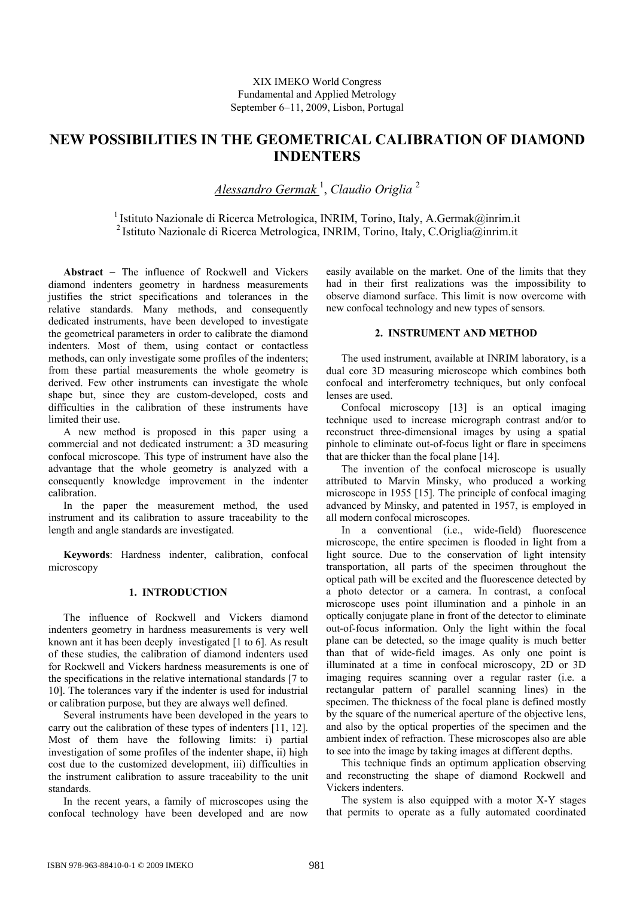XIX IMEKO World Congress
Fundamental and Applied Metrology
September 6−11, 2009, Lisbon, Portugal

# NEW POSSIBILITIES IN THE GEOMETRICAL CALIBRATION OF DIAMOND INDENTERS

*Alessandro Germak* [1], *Claudio Origlia* [2]

[1] Istituto Nazionale di Ricerca Metrologica, INRIM, Torino, Italy, A.Germak@inrim.it
[2] Istituto Nazionale di Ricerca Metrologica, INRIM, Torino, Italy, C.Origlia@inrim.it

**Abstract** − The influence of Rockwell and Vickers diamond indenters geometry in hardness measurements justifies the strict specifications and tolerances in the relative standards. Many methods, and consequently dedicated instruments, have been developed to investigate the geometrical parameters in order to calibrate the diamond indenters. Most of them, using contact or contactless methods, can only investigate some profiles of the indenters; from these partial measurements the whole geometry is derived. Few other instruments can investigate the whole shape but, since they are custom-developed, costs and difficulties in the calibration of these instruments have limited their use.

A new method is proposed in this paper using a commercial and not dedicated instrument: a 3D measuring confocal microscope. This type of instrument have also the advantage that the whole geometry is analyzed with a consequently knowledge improvement in the indenter calibration.

In the paper the measurement method, the used instrument and its calibration to assure traceability to the length and angle standards are investigated.

**Keywords**: Hardness indenter, calibration, confocal microscopy

## 1. INTRODUCTION

The influence of Rockwell and Vickers diamond indenters geometry in hardness measurements is very well known ant it has been deeply investigated [1 to 6]. As result of these studies, the calibration of diamond indenters used for Rockwell and Vickers hardness measurements is one of the specifications in the relative international standards [7 to 10]. The tolerances vary if the indenter is used for industrial or calibration purpose, but they are always well defined.

Several instruments have been developed in the years to carry out the calibration of these types of indenters [11, 12]. Most of them have the following limits: i) partial investigation of some profiles of the indenter shape, ii) high cost due to the customized development, iii) difficulties in the instrument calibration to assure traceability to the unit standards.

In the recent years, a family of microscopes using the confocal technology have been developed and are now easily available on the market. One of the limits that they had in their first realizations was the impossibility to observe diamond surface. This limit is now overcome with new confocal technology and new types of sensors.

## 2. INSTRUMENT AND METHOD

The used instrument, available at INRIM laboratory, is a dual core 3D measuring microscope which combines both confocal and interferometry techniques, but only confocal lenses are used.

Confocal microscopy [13] is an optical imaging technique used to increase micrograph contrast and/or to reconstruct three-dimensional images by using a spatial pinhole to eliminate out-of-focus light or flare in specimens that are thicker than the focal plane [14].

The invention of the confocal microscope is usually attributed to Marvin Minsky, who produced a working microscope in 1955 [15]. The principle of confocal imaging advanced by Minsky, and patented in 1957, is employed in all modern confocal microscopes.

In a conventional (i.e., wide-field) fluorescence microscope, the entire specimen is flooded in light from a light source. Due to the conservation of light intensity transportation, all parts of the specimen throughout the optical path will be excited and the fluorescence detected by a photo detector or a camera. In contrast, a confocal microscope uses point illumination and a pinhole in an optically conjugate plane in front of the detector to eliminate out-of-focus information. Only the light within the focal plane can be detected, so the image quality is much better than that of wide-field images. As only one point is illuminated at a time in confocal microscopy, 2D or 3D imaging requires scanning over a regular raster (i.e. a rectangular pattern of parallel scanning lines) in the specimen. The thickness of the focal plane is defined mostly by the square of the numerical aperture of the objective lens, and also by the optical properties of the specimen and the ambient index of refraction. These microscopes also are able to see into the image by taking images at different depths.

This technique finds an optimum application observing and reconstructing the shape of diamond Rockwell and Vickers indenters.

The system is also equipped with a motor X-Y stages that permits to operate as a fully automated coordinated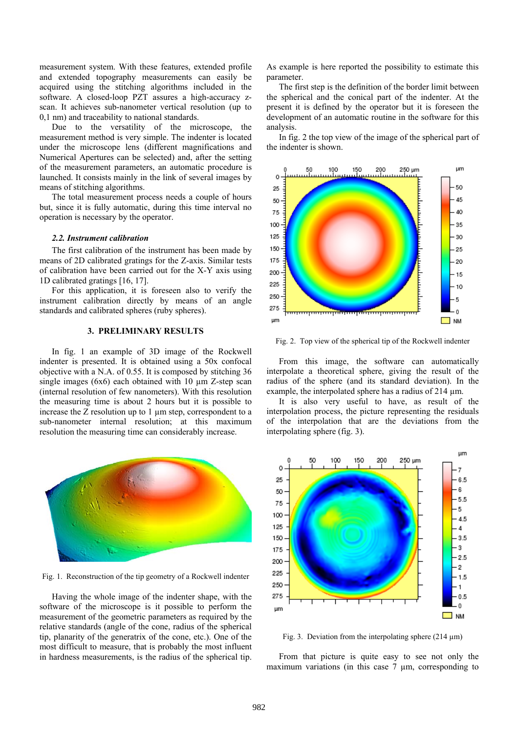measurement system. With these features, extended profile and extended topography measurements can easily be acquired using the stitching algorithms included in the software. A closed-loop PZT assures a high-accuracy z-scan. It achieves sub-nanometer vertical resolution (up to 0,1 nm) and traceability to national standards.

Due to the versatility of the microscope, the measurement method is very simple. The indenter is located under the microscope lens (different magnifications and Numerical Apertures can be selected) and, after the setting of the measurement parameters, an automatic procedure is launched. It consists mainly in the link of several images by means of stitching algorithms.

The total measurement process needs a couple of hours but, since it is fully automatic, during this time interval no operation is necessary by the operator.

### *2.2. Instrument calibration*

The first calibration of the instrument has been made by means of 2D calibrated gratings for the Z-axis. Similar tests of calibration have been carried out for the X-Y axis using 1D calibrated gratings [16, 17].

For this application, it is foreseen also to verify the instrument calibration directly by means of an angle standards and calibrated spheres (ruby spheres).

## 3. PRELIMINARY RESULTS

In fig. 1 an example of 3D image of the Rockwell indenter is presented. It is obtained using a 50x confocal objective with a N.A. of 0.55. It is composed by stitching 36 single images (6x6) each obtained with 10 µm Z-step scan (internal resolution of few nanometers). With this resolution the measuring time is about 2 hours but it is possible to increase the Z resolution up to 1 µm step, correspondent to a sub-nanometer internal resolution; at this maximum resolution the measuring time can considerably increase.

Fig. 1. Reconstruction of the tip geometry of a Rockwell indenter

Having the whole image of the indenter shape, with the software of the microscope is it possible to perform the measurement of the geometric parameters as required by the relative standards (angle of the cone, radius of the spherical tip, planarity of the generatrix of the cone, etc.). One of the most difficult to measure, that is probably the most influent in hardness measurements, is the radius of the spherical tip. As example is here reported the possibility to estimate this parameter.

The first step is the definition of the border limit between the spherical and the conical part of the indenter. At the present it is defined by the operator but it is foreseen the development of an automatic routine in the software for this analysis.

In fig. 2 the top view of the image of the spherical part of the indenter is shown.

Fig. 2. Top view of the spherical tip of the Rockwell indenter

From this image, the software can automatically interpolate a theoretical sphere, giving the result of the radius of the sphere (and its standard deviation). In the example, the interpolated sphere has a radius of 214 µm.

It is also very useful to have, as result of the interpolation process, the picture representing the residuals of the interpolation that are the deviations from the interpolating sphere (fig. 3).

Fig. 3. Deviation from the interpolating sphere (214 µm)

From that picture is quite easy to see not only the maximum variations (in this case 7 µm, corresponding to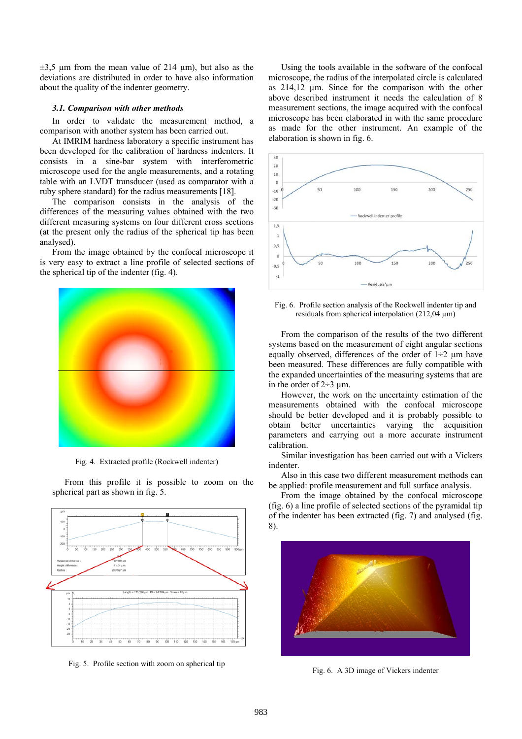±3,5 µm from the mean value of 214 µm), but also as the deviations are distributed in order to have also information about the quality of the indenter geometry.

### *3.1. Comparison with other methods*

In order to validate the measurement method, a comparison with another system has been carried out.

At IMRIM hardness laboratory a specific instrument has been developed for the calibration of hardness indenters. It consists in a sine-bar system with interferometric microscope used for the angle measurements, and a rotating table with an LVDT transducer (used as comparator with a ruby sphere standard) for the radius measurements [18].

The comparison consists in the analysis of the differences of the measuring values obtained with the two different measuring systems on four different cross sections (at the present only the radius of the spherical tip has been analysed).

From the image obtained by the confocal microscope it is very easy to extract a line profile of selected sections of the spherical tip of the indenter (fig. 4).

Fig. 4. Extracted profile (Rockwell indenter)

From this profile it is possible to zoom on the spherical part as shown in fig. 5.

Fig. 5. Profile section with zoom on spherical tip

Using the tools available in the software of the confocal microscope, the radius of the interpolated circle is calculated as 214,12 µm. Since for the comparison with the other above described instrument it needs the calculation of 8 measurement sections, the image acquired with the confocal microscope has been elaborated in with the same procedure as made for the other instrument. An example of the elaboration is shown in fig. 6.

Fig. 6. Profile section analysis of the Rockwell indenter tip and residuals from spherical interpolation (212,04 µm)

From the comparison of the results of the two different systems based on the measurement of eight angular sections equally observed, differences of the order of 1÷2 µm have been measured. These differences are fully compatible with the expanded uncertainties of the measuring systems that are in the order of 2÷3 µm.

However, the work on the uncertainty estimation of the measurements obtained with the confocal microscope should be better developed and it is probably possible to obtain better uncertainties varying the acquisition parameters and carrying out a more accurate instrument calibration.

Similar investigation has been carried out with a Vickers indenter.

Also in this case two different measurement methods can be applied: profile measurement and full surface analysis.

From the image obtained by the confocal microscope (fig. 6) a line profile of selected sections of the pyramidal tip of the indenter has been extracted (fig. 7) and analysed (fig. 8).

Fig. 6. A 3D image of Vickers indenter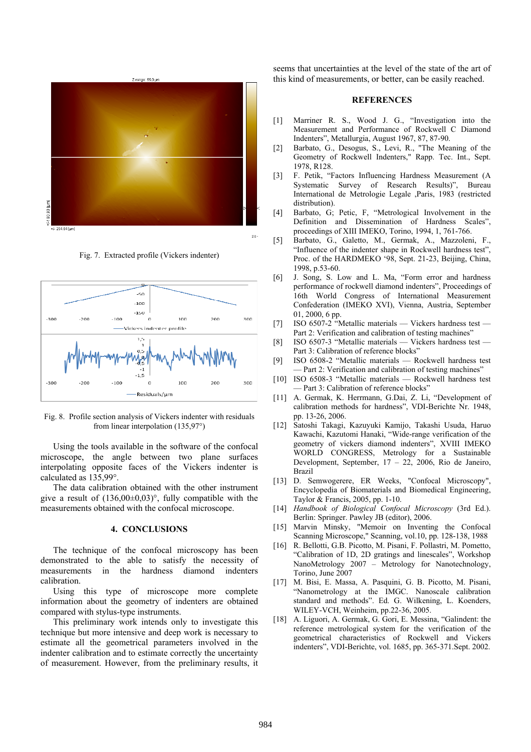Z-range: 55.0 µm

+/- 161.80 [µm]

+/- 254.64 [µm]

20

Fig. 7. Extracted profile (Vickers indenter)

0
-50
-100
-150
-300 -200 -100 0 100 200 300
Vickers indenter profile

1,5
1
0,5
0
-0,5
-1
-1,5
-300 -200 -100 0 100 200 300
Residuals/µm

Fig. 8. Profile section analysis of Vickers indenter with residuals from linear interpolation (135,97°)

Using the tools available in the software of the confocal microscope, the angle between two plane surfaces interpolating opposite faces of the Vickers indenter is calculated as 135,99°.

The data calibration obtained with the other instrument give a result of (136,00±0,03)°, fully compatible with the measurements obtained with the confocal microscope.

## 4. CONCLUSIONS

The technique of the confocal microscopy has been demonstrated to the able to satisfy the necessity of measurements in the hardness diamond indenters calibration.

Using this type of microscope more complete information about the geometry of indenters are obtained compared with stylus-type instruments.

This preliminary work intends only to investigate this technique but more intensive and deep work is necessary to estimate all the geometrical parameters involved in the indenter calibration and to estimate correctly the uncertainty of measurement. However, from the preliminary results, it seems that uncertainties at the level of the state of the art of this kind of measurements, or better, can be easily reached.

## REFERENCES

[1] Marriner R. S., Wood J. G., "Investigation into the Measurement and Performance of Rockwell C Diamond Indenters", Metallurgia, August 1967, 87, 87-90.

[2] Barbato, G., Desogus, S., Levi, R., "The Meaning of the Geometry of Rockwell Indenters," Rapp. Tec. Int., Sept. 1978, R128.

[3] F. Petik, "Factors Influencing Hardness Measurement (A Systematic Survey of Research Results)", Bureau International de Metrologie Legale ,Paris, 1983 (restricted distribution).

[4] Barbato, G; Petic, F, "Metrological Involvement in the Definition and Dissemination of Hardness Scales", proceedings of XIII IMEKO, Torino, 1994, 1, 761-766.

[5] Barbato, G., Galetto, M., Germak, A., Mazzoleni, F., "Influence of the indenter shape in Rockwell hardness test", Proc. of the HARDMEKO '98, Sept. 21-23, Beijing, China, 1998, p.53-60.

[6] J. Song, S. Low and L. Ma, "Form error and hardness performance of rockwell diamond indenters", Proceedings of 16th World Congress of International Measurement Confederation (IMEKO XVI), Vienna, Austria, September 01, 2000, 6 pp.

[7] ISO 6507-2 "Metallic materials — Vickers hardness test — Part 2: Verification and calibration of testing machines"

[8] ISO 6507-3 "Metallic materials — Vickers hardness test — Part 3: Calibration of reference blocks"

[9] ISO 6508-2 "Metallic materials — Rockwell hardness test — Part 2: Verification and calibration of testing machines"

[10] ISO 6508-3 "Metallic materials — Rockwell hardness test — Part 3: Calibration of reference blocks"

[11] A. Germak, K. Herrmann, G.Dai, Z. Li, "Development of calibration methods for hardness", VDI-Berichte Nr. 1948, pp. 13-26, 2006.

[12] Satoshi Takagi, Kazuyuki Kamijo, Takashi Usuda, Haruo Kawachi, Kazutomi Hanaki, "Wide-range verification of the geometry of vickers diamond indenters", XVIII IMEKO WORLD CONGRESS, Metrology for a Sustainable Development, September, 17 – 22, 2006, Rio de Janeiro, Brazil

[13] D. Semwogerere, ER Weeks, "Confocal Microscopy", Encyclopedia of Biomaterials and Biomedical Engineering, Taylor & Francis, 2005, pp. 1-10.

[14] *Handbook of Biological Confocal Microscopy* (3rd Ed.). Berlin: Springer. Pawley JB (editor), 2006.

[15] Marvin Minsky, "Memoir on Inventing the Confocal Scanning Microscope," Scanning, vol.10, pp. 128-138, 1988

[16] R. Bellotti, G.B. Picotto, M. Pisani, F. Pollastri, M. Pometto, "Calibration of 1D, 2D gratings and linescales", Workshop NanoMetrology 2007 – Metrology for Nanotechnology, Torino, June 2007

[17] M. Bisi, E. Massa, A. Pasquini, G. B. Picotto, M. Pisani, "Nanometrology at the IMGC. Nanoscale calibration standard and methods". Ed. G. Wilkening, L. Koenders, WILEY-VCH, Weinheim, pp.22-36, 2005.

[18] A. Liguori, A. Germak, G. Gori, E. Messina, "Galindent: the reference metrological system for the verification of the geometrical characteristics of Rockwell and Vickers indenters", VDI-Berichte, vol. 1685, pp. 365-371.Sept. 2002.